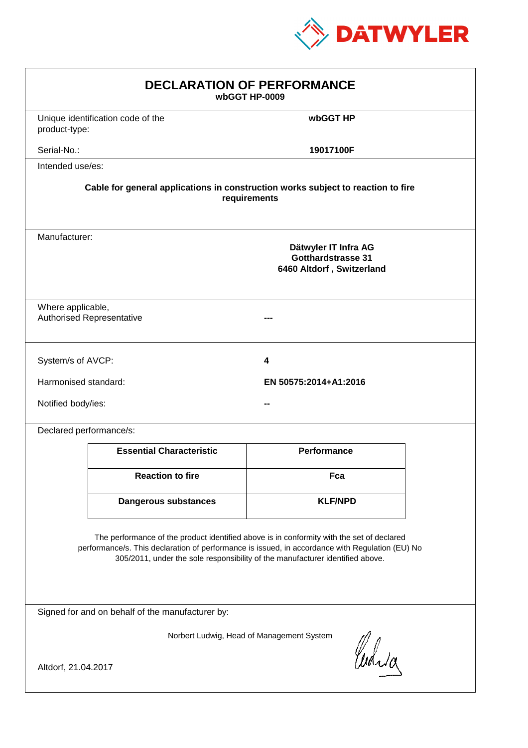DATWYLER

# DECLARATION OF PERFORMANCE

**wbGGT HP-0009**

| | |
|---|---|
| Unique identification code of the product-type: | **wbGGT HP** |
| Serial-No.: | **19017100F** |

Intended use/es:

**Cable for general applications in construction works subject to reaction to fire requirements**

Manufacturer:

**Dätwyler IT Infra AG**
**Gotthardstrasse 31**
**6460 Altdorf , Switzerland**

Where applicable,
Authorised Representative **---**

| | |
|---|---|
| System/s of AVCP: | **4** |
| Harmonised standard: | **EN 50575:2014+A1:2016** |
| Notified body/ies: | **--** |

Declared performance/s:

| Essential Characteristic | Performance |
|---|---|
| **Reaction to fire** | **Fca** |
| **Dangerous substances** | **KLF/NPD** |

The performance of the product identified above is in conformity with the set of declared performance/s. This declaration of performance is issued, in accordance with Regulation (EU) No 305/2011, under the sole responsibility of the manufacturer identified above.

Signed for and on behalf of the manufacturer by:

Norbert Ludwig, Head of Management System

Altdorf, 21.04.2017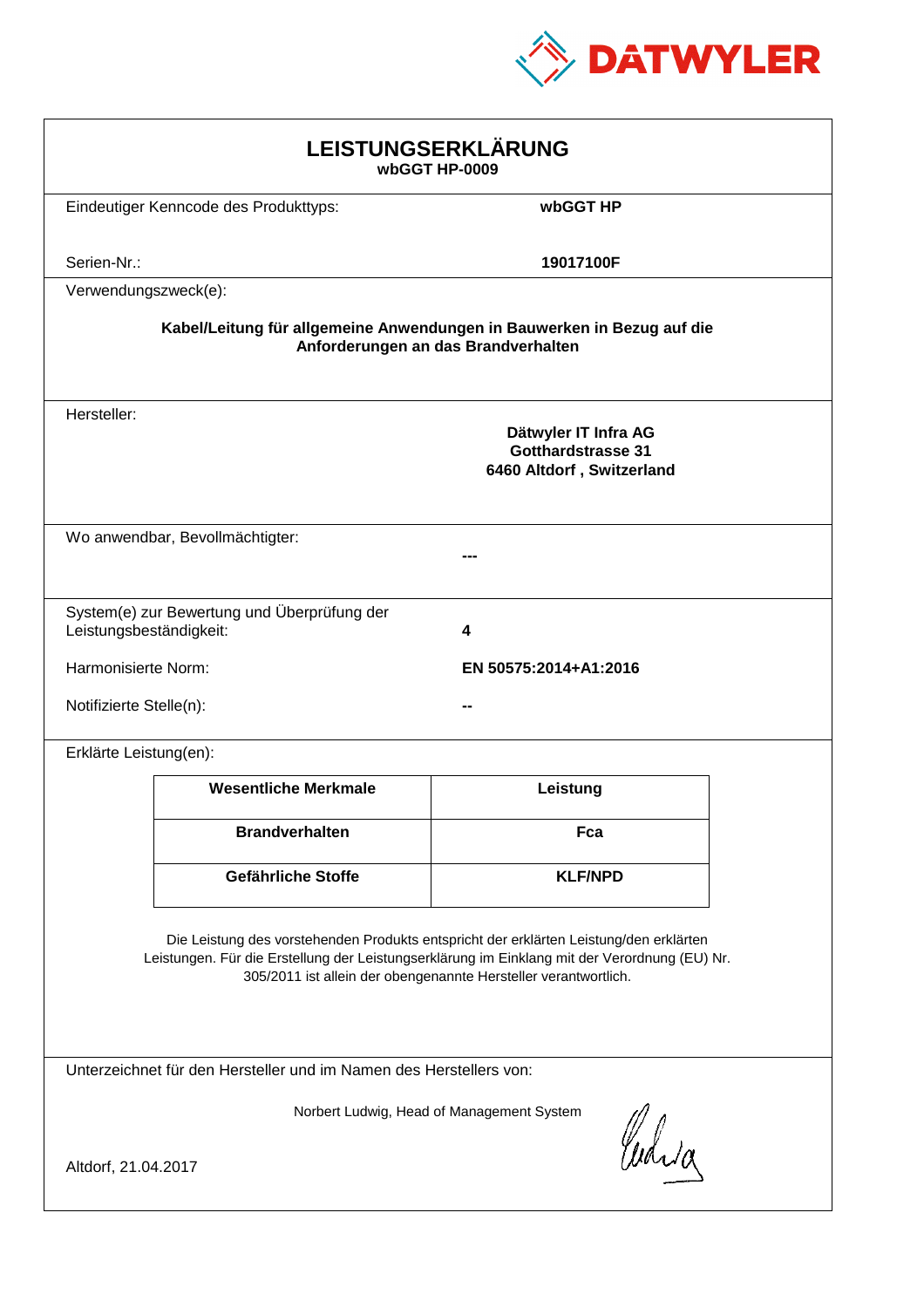DATWYLER

# LEISTUNGSERKLÄRUNG

**wbGGT HP-0009**

| | |
|---|---|
| Eindeutiger Kenncode des Produkttyps: | **wbGGT HP** |
| Serien-Nr.: | **19017100F** |

Verwendungszweck(e):

**Kabel/Leitung für allgemeine Anwendungen in Bauwerken in Bezug auf die Anforderungen an das Brandverhalten**

Hersteller:

**Dätwyler IT Infra AG**
**Gotthardstrasse 31**
**6460 Altdorf , Switzerland**

Wo anwendbar, Bevollmächtigter:

**---**

| | |
|---|---|
| System(e) zur Bewertung und Überprüfung der Leistungsbeständigkeit: | **4** |
| Harmonisierte Norm: | **EN 50575:2014+A1:2016** |
| Notifizierte Stelle(n): | **--** |

Erklärte Leistung(en):

| Wesentliche Merkmale | Leistung |
|---|---|
| **Brandverhalten** | **Fca** |
| **Gefährliche Stoffe** | **KLF/NPD** |

Die Leistung des vorstehenden Produkts entspricht der erklärten Leistung/den erklärten Leistungen. Für die Erstellung der Leistungserklärung im Einklang mit der Verordnung (EU) Nr. 305/2011 ist allein der obengenannte Hersteller verantwortlich.

Unterzeichnet für den Hersteller und im Namen des Herstellers von:

Norbert Ludwig, Head of Management System

Altdorf, 21.04.2017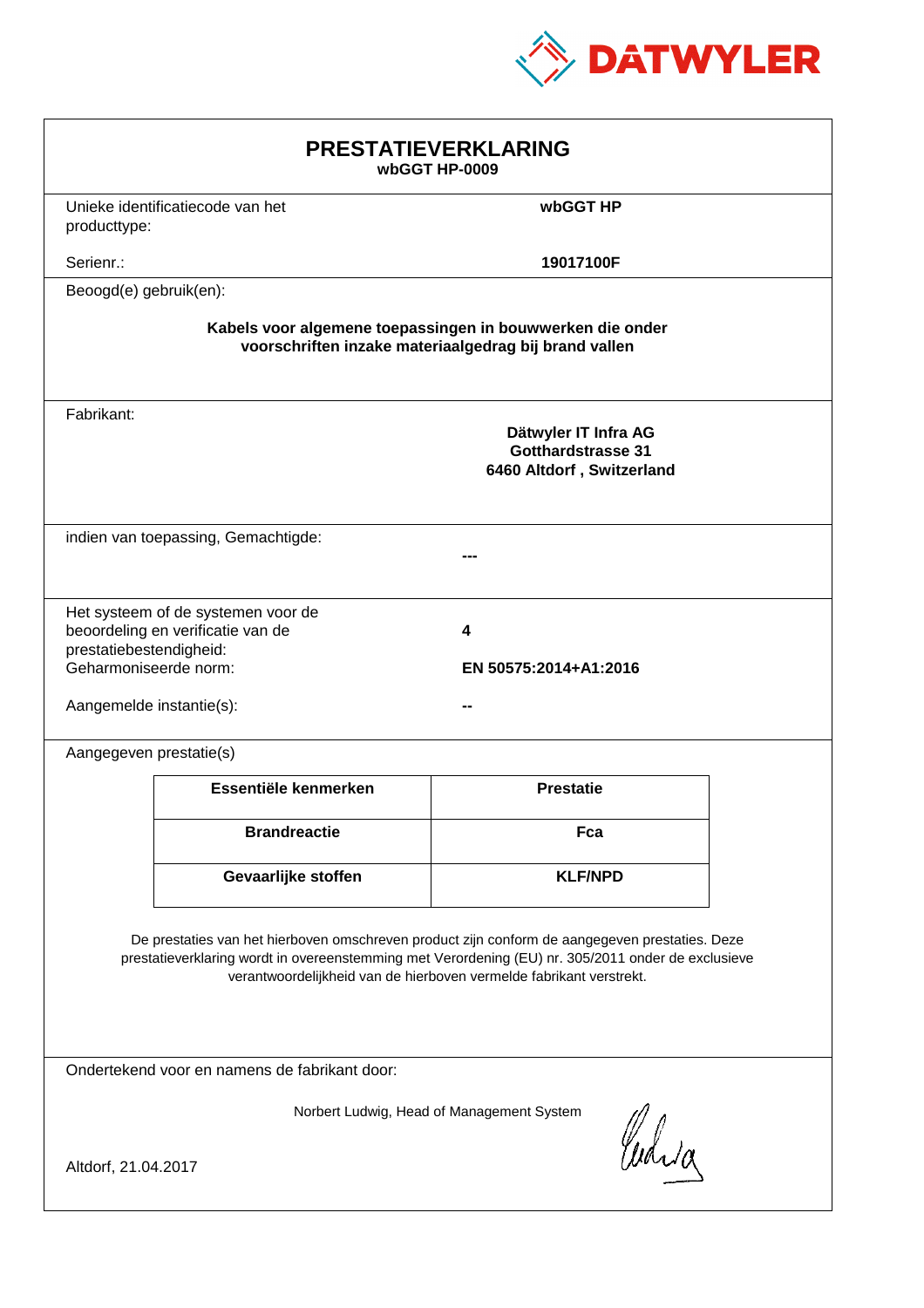DATWYLER

# PRESTATIEVERKLARING

**wbGGT HP-0009**

Unieke identificatiecode van het producttype: **wbGGT HP**

Serienr.: **19017100F**

Beoogd(e) gebruik(en):

**Kabels voor algemene toepassingen in bouwwerken die onder voorschriften inzake materiaalgedrag bij brand vallen**

Fabrikant:

**Dätwyler IT Infra AG**
**Gotthardstrasse 31**
**6460 Altdorf , Switzerland**

indien van toepassing, Gemachtigde: **---**

Het systeem of de systemen voor de beoordeling en verificatie van de prestatiebestendigheid: **4**

Geharmoniseerde norm: **EN 50575:2014+A1:2016**

Aangemelde instantie(s): **--**

Aangegeven prestatie(s)

| Essentiële kenmerken | Prestatie |
|---|---|
| **Brandreactie** | **Fca** |
| **Gevaarlijke stoffen** | **KLF/NPD** |

De prestaties van het hierboven omschreven product zijn conform de aangegeven prestaties. Deze prestatieverklaring wordt in overeenstemming met Verordening (EU) nr. 305/2011 onder de exclusieve verantwoordelijkheid van de hierboven vermelde fabrikant verstrekt.

Ondertekend voor en namens de fabrikant door:

Norbert Ludwig, Head of Management System

Altdorf, 21.04.2017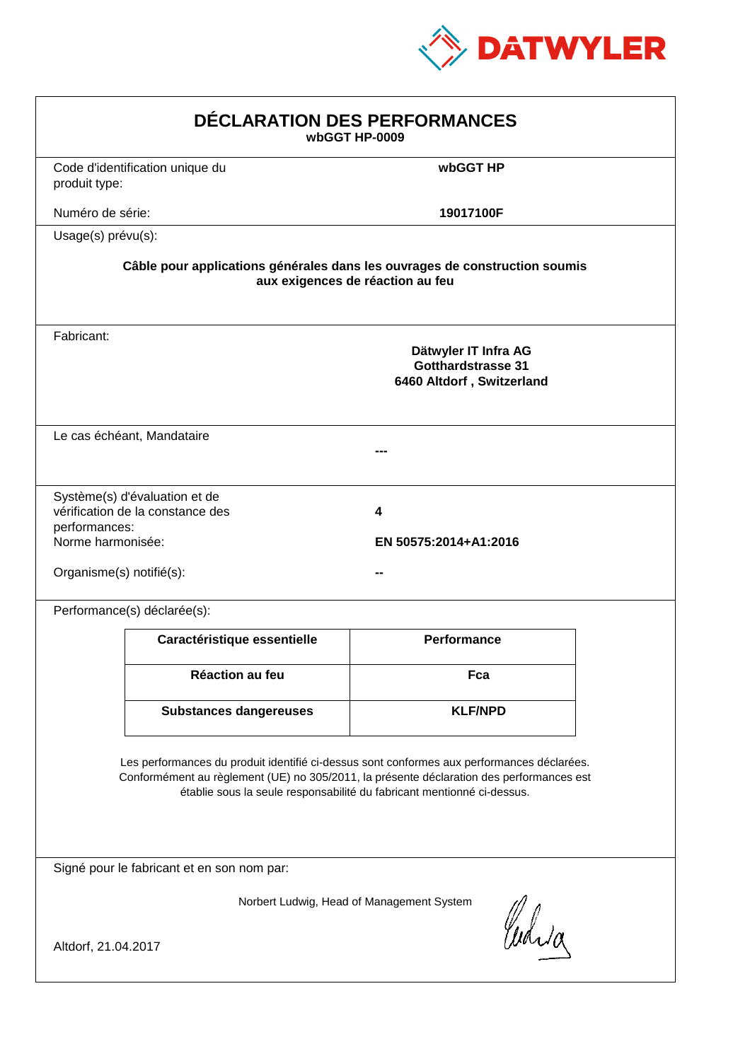DATWYLER

# DÉCLARATION DES PERFORMANCES

**wbGGT HP-0009**

Code d'identification unique du produit type: **wbGGT HP**

Numéro de série: **19017100F**

Usage(s) prévu(s):

**Câble pour applications générales dans les ouvrages de construction soumis aux exigences de réaction au feu**

Fabricant:

**Dätwyler IT Infra AG**
**Gotthardstrasse 31**
**6460 Altdorf , Switzerland**

Le cas échéant, Mandataire

**---**

Système(s) d'évaluation et de vérification de la constance des performances: **4**

Norme harmonisée: **EN 50575:2014+A1:2016**

Organisme(s) notifié(s): **--**

Performance(s) déclarée(s):

| Caractéristique essentielle | Performance |
| --- | --- |
| Réaction au feu | Fca |
| Substances dangereuses | KLF/NPD |

Les performances du produit identifié ci-dessus sont conformes aux performances déclarées. Conformément au règlement (UE) no 305/2011, la présente déclaration des performances est établie sous la seule responsabilité du fabricant mentionné ci-dessus.

Signé pour le fabricant et en son nom par:

Norbert Ludwig, Head of Management System

Altdorf, 21.04.2017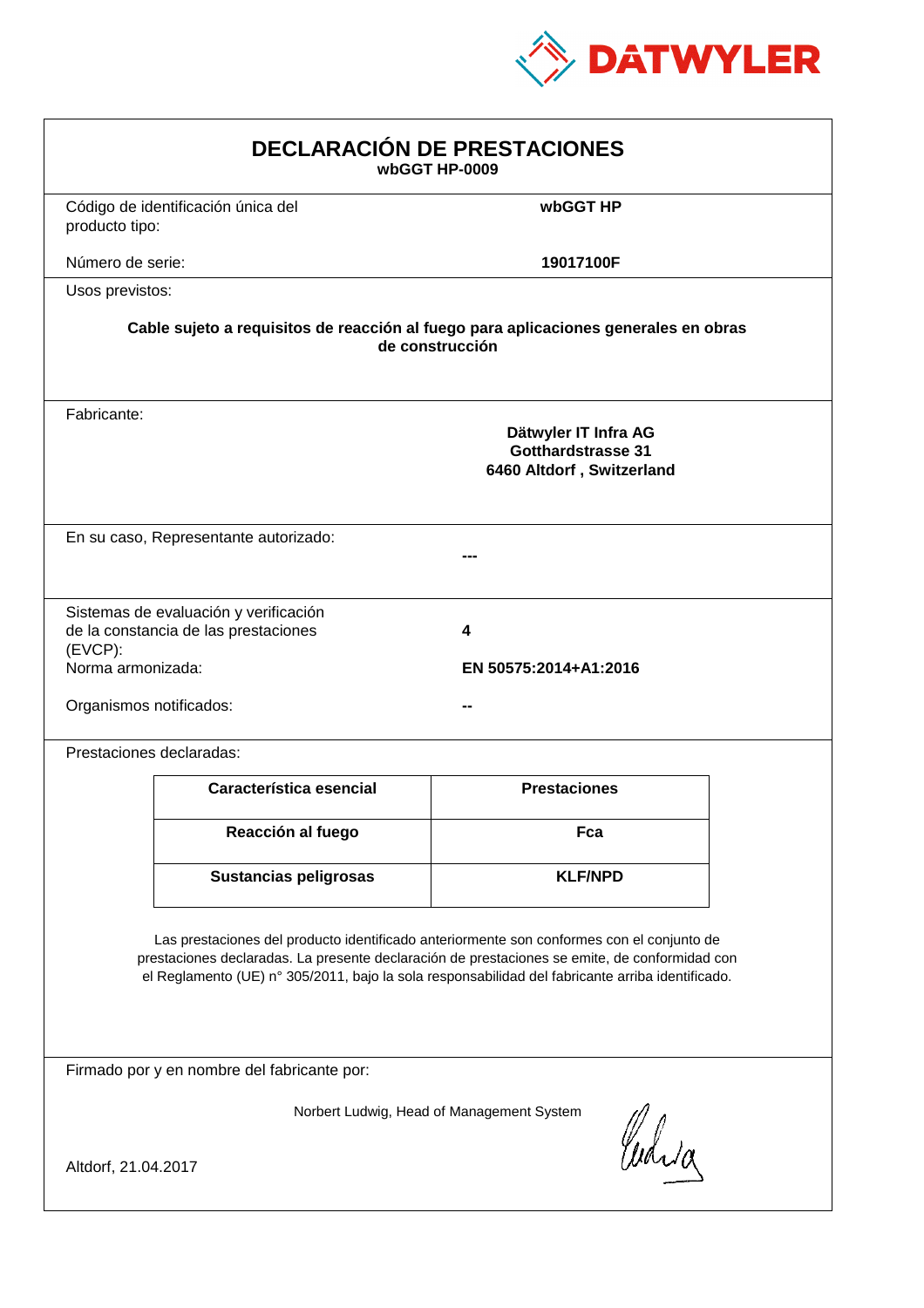DATWYLER

# DECLARACIÓN DE PRESTACIONES

**wbGGT HP-0009**

Código de identificación única del producto tipo: **wbGGT HP**

Número de serie: **19017100F**

Usos previstos:

**Cable sujeto a requisitos de reacción al fuego para aplicaciones generales en obras de construcción**

Fabricante:

**Dätwyler IT Infra AG**
**Gotthardstrasse 31**
**6460 Altdorf , Switzerland**

En su caso, Representante autorizado: **---**

Sistemas de evaluación y verificación de la constancia de las prestaciones (EVCP): **4**

Norma armonizada: **EN 50575:2014+A1:2016**

Organismos notificados: **--**

Prestaciones declaradas:

| Característica esencial | Prestaciones |
|---|---|
| **Reacción al fuego** | **Fca** |
| **Sustancias peligrosas** | **KLF/NPD** |

Las prestaciones del producto identificado anteriormente son conformes con el conjunto de prestaciones declaradas. La presente declaración de prestaciones se emite, de conformidad con el Reglamento (UE) n° 305/2011, bajo la sola responsabilidad del fabricante arriba identificado.

Firmado por y en nombre del fabricante por:

Norbert Ludwig, Head of Management System

Altdorf, 21.04.2017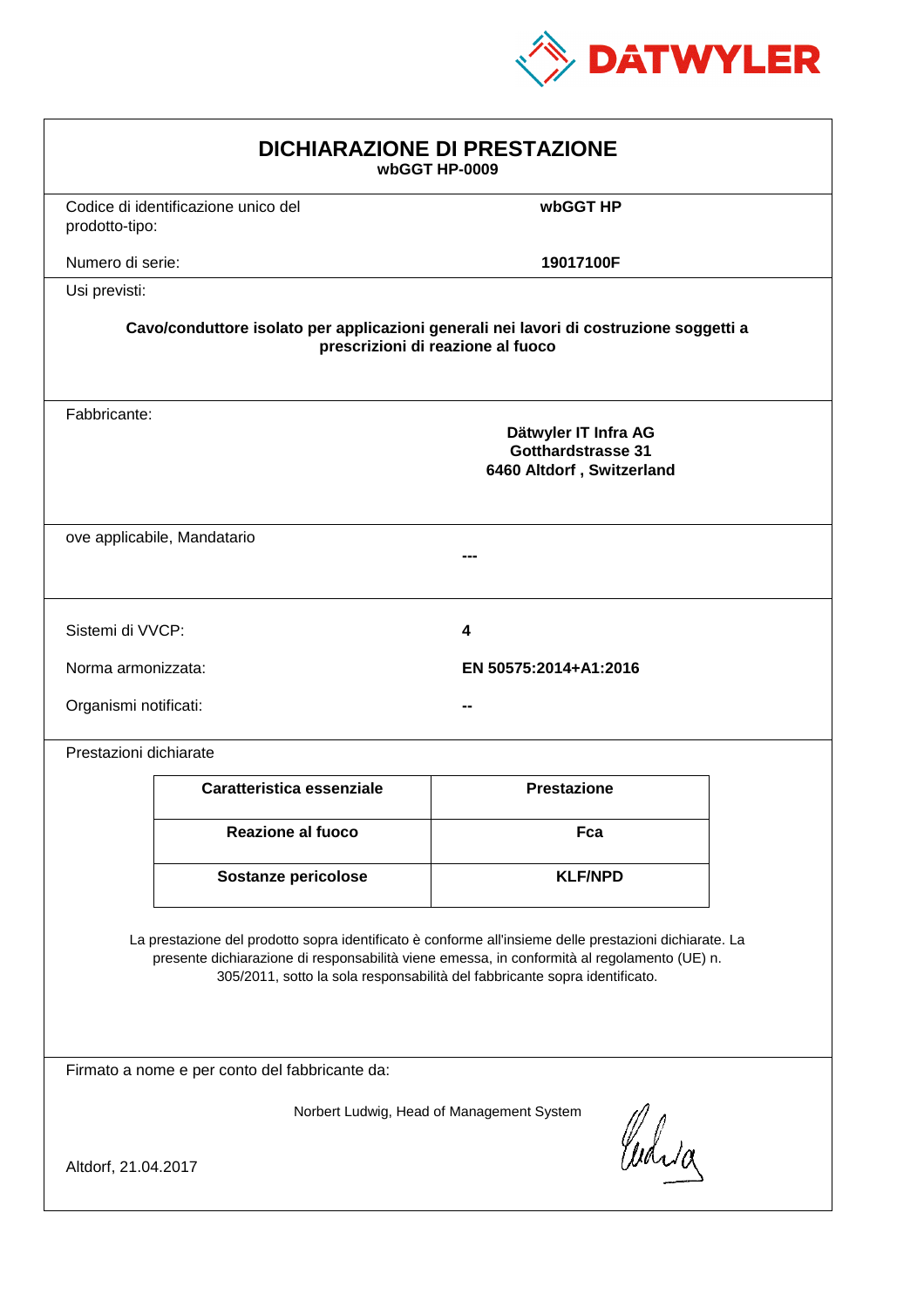DATWYLER

# DICHIARAZIONE DI PRESTAZIONE

**wbGGT HP-0009**

| | |
|---|---|
| Codice di identificazione unico del prodotto-tipo: | **wbGGT HP** |
| Numero di serie: | **19017100F** |

Usi previsti:

**Cavo/conduttore isolato per applicazioni generali nei lavori di costruzione soggetti a prescrizioni di reazione al fuoco**

Fabbricante:

**Dätwyler IT Infra AG**
**Gotthardstrasse 31**
**6460 Altdorf , Switzerland**

ove applicabile, Mandatario

**---**

| | |
|---|---|
| Sistemi di VVCP: | **4** |
| Norma armonizzata: | **EN 50575:2014+A1:2016** |
| Organismi notificati: | **--** |

Prestazioni dichiarate

| Caratteristica essenziale | Prestazione |
|---|---|
| **Reazione al fuoco** | **Fca** |
| **Sostanze pericolose** | **KLF/NPD** |

La prestazione del prodotto sopra identificato è conforme all'insieme delle prestazioni dichiarate. La presente dichiarazione di responsabilità viene emessa, in conformità al regolamento (UE) n. 305/2011, sotto la sola responsabilità del fabbricante sopra identificato.

Firmato a nome e per conto del fabbricante da:

Norbert Ludwig, Head of Management System

Altdorf, 21.04.2017